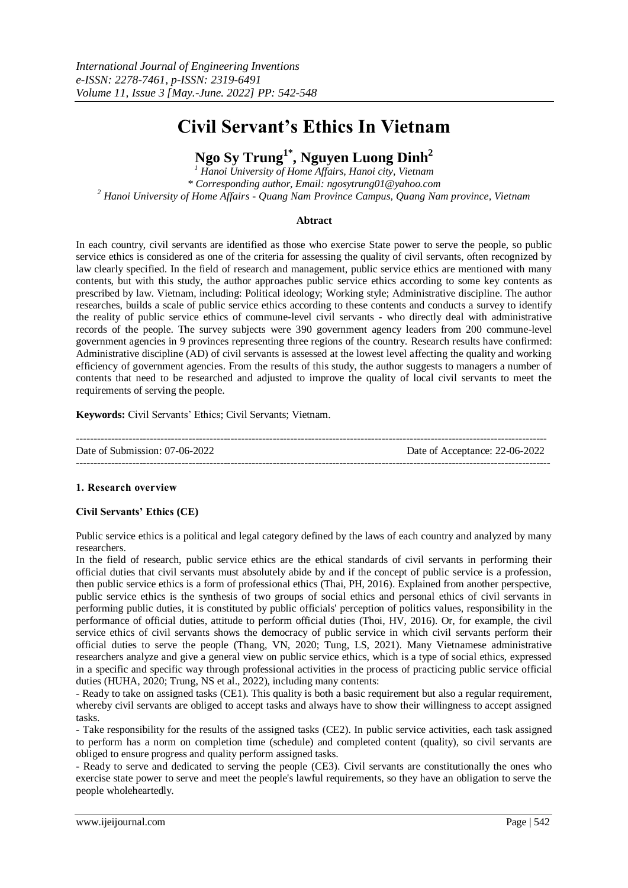# Civil Servant's Ethics In Vietnam

**Ngo Sy Trung[1*], Nguyen Luong Dinh[2]**

[1] *Hanoi University of Home Affairs, Hanoi city, Vietnam*
*\* Corresponding author, Email: ngosytrung01@yahoo.com*
[2] *Hanoi University of Home Affairs - Quang Nam Province Campus, Quang Nam province, Vietnam*

**Abtract**

In each country, civil servants are identified as those who exercise State power to serve the people, so public service ethics is considered as one of the criteria for assessing the quality of civil servants, often recognized by law clearly specified. In the field of research and management, public service ethics are mentioned with many contents, but with this study, the author approaches public service ethics according to some key contents as prescribed by law. Vietnam, including: Political ideology; Working style; Administrative discipline. The author researches, builds a scale of public service ethics according to these contents and conducts a survey to identify the reality of public service ethics of commune-level civil servants - who directly deal with administrative records of the people. The survey subjects were 390 government agency leaders from 200 commune-level government agencies in 9 provinces representing three regions of the country. Research results have confirmed: Administrative discipline (AD) of civil servants is assessed at the lowest level affecting the quality and working efficiency of government agencies. From the results of this study, the author suggests to managers a number of contents that need to be researched and adjusted to improve the quality of local civil servants to meet the requirements of serving the people.

**Keywords:** Civil Servants' Ethics; Civil Servants; Vietnam.

---

Date of Submission: 07-06-2022 Date of Acceptance: 22-06-2022

---

### 1. Research overview

**Civil Servants' Ethics (CE)**

Public service ethics is a political and legal category defined by the laws of each country and analyzed by many researchers.

In the field of research, public service ethics are the ethical standards of civil servants in performing their official duties that civil servants must absolutely abide by and if the concept of public service is a profession, then public service ethics is a form of professional ethics (Thai, PH, 2016). Explained from another perspective, public service ethics is the synthesis of two groups of social ethics and personal ethics of civil servants in performing public duties, it is constituted by public officials' perception of politics values, responsibility in the performance of official duties, attitude to perform official duties (Thoi, HV, 2016). Or, for example, the civil service ethics of civil servants shows the democracy of public service in which civil servants perform their official duties to serve the people (Thang, VN, 2020; Tung, LS, 2021). Many Vietnamese administrative researchers analyze and give a general view on public service ethics, which is a type of social ethics, expressed in a specific and specific way through professional activities in the process of practicing public service official duties (HUHA, 2020; Trung, NS et al., 2022), including many contents:

- Ready to take on assigned tasks (CE1). This quality is both a basic requirement but also a regular requirement, whereby civil servants are obliged to accept tasks and always have to show their willingness to accept assigned tasks.
- Take responsibility for the results of the assigned tasks (CE2). In public service activities, each task assigned to perform has a norm on completion time (schedule) and completed content (quality), so civil servants are obliged to ensure progress and quality perform assigned tasks.
- Ready to serve and dedicated to serving the people (CE3). Civil servants are constitutionally the ones who exercise state power to serve and meet the people's lawful requirements, so they have an obligation to serve the people wholeheartedly.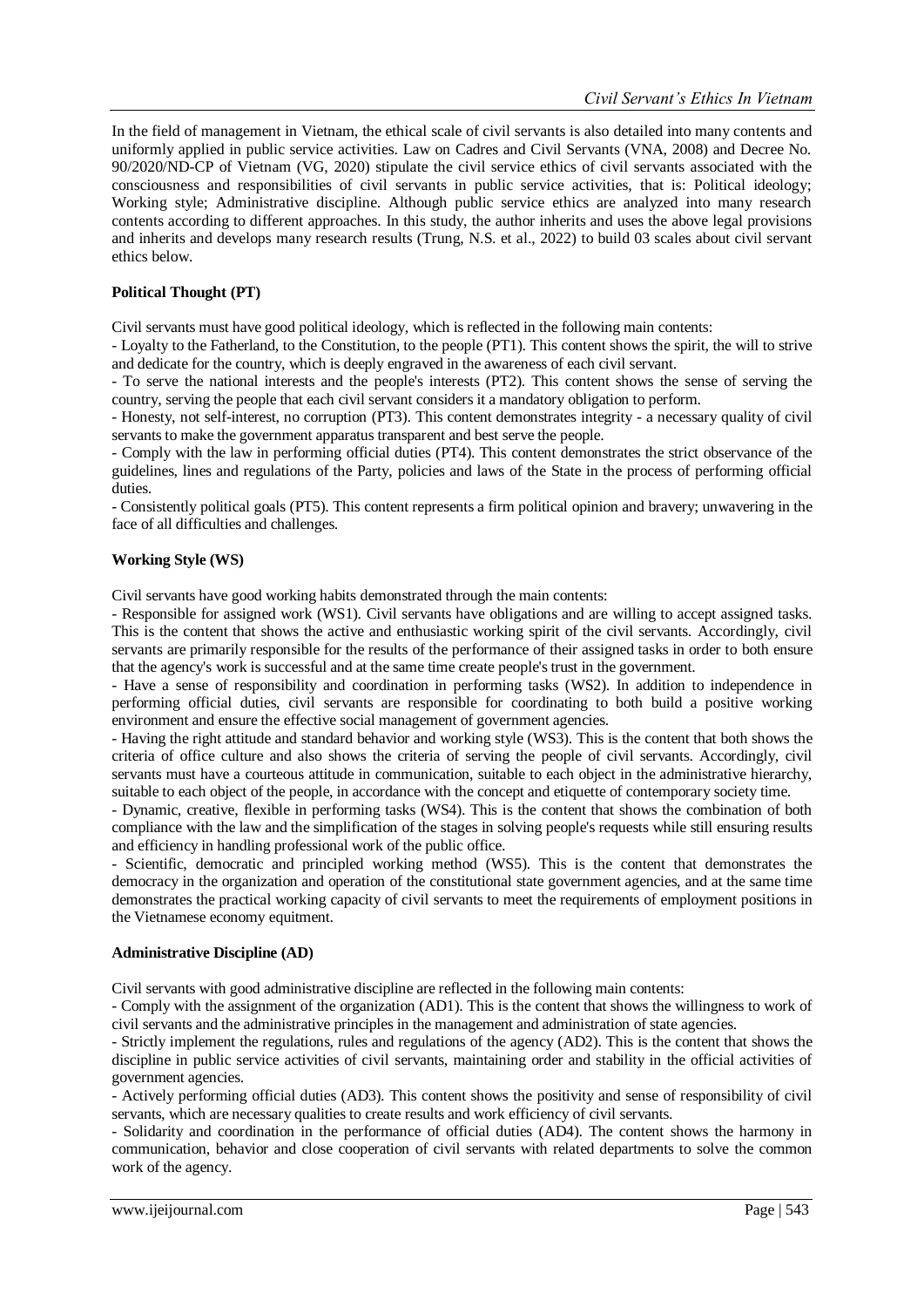In the field of management in Vietnam, the ethical scale of civil servants is also detailed into many contents and uniformly applied in public service activities. Law on Cadres and Civil Servants (VNA, 2008) and Decree No. 90/2020/ND-CP of Vietnam (VG, 2020) stipulate the civil service ethics of civil servants associated with the consciousness and responsibilities of civil servants in public service activities, that is: Political ideology; Working style; Administrative discipline. Although public service ethics are analyzed into many research contents according to different approaches. In this study, the author inherits and uses the above legal provisions and inherits and develops many research results (Trung, N.S. et al., 2022) to build 03 scales about civil servant ethics below.

**Political Thought (PT)**

Civil servants must have good political ideology, which is reflected in the following main contents:

- Loyalty to the Fatherland, to the Constitution, to the people (PT1). This content shows the spirit, the will to strive and dedicate for the country, which is deeply engraved in the awareness of each civil servant.
- To serve the national interests and the people's interests (PT2). This content shows the sense of serving the country, serving the people that each civil servant considers it a mandatory obligation to perform.
- Honesty, not self-interest, no corruption (PT3). This content demonstrates integrity - a necessary quality of civil servants to make the government apparatus transparent and best serve the people.
- Comply with the law in performing official duties (PT4). This content demonstrates the strict observance of the guidelines, lines and regulations of the Party, policies and laws of the State in the process of performing official duties.
- Consistently political goals (PT5). This content represents a firm political opinion and bravery; unwavering in the face of all difficulties and challenges.

**Working Style (WS)**

Civil servants have good working habits demonstrated through the main contents:

- Responsible for assigned work (WS1). Civil servants have obligations and are willing to accept assigned tasks. This is the content that shows the active and enthusiastic working spirit of the civil servants. Accordingly, civil servants are primarily responsible for the results of the performance of their assigned tasks in order to both ensure that the agency's work is successful and at the same time create people's trust in the government.
- Have a sense of responsibility and coordination in performing tasks (WS2). In addition to independence in performing official duties, civil servants are responsible for coordinating to both build a positive working environment and ensure the effective social management of government agencies.
- Having the right attitude and standard behavior and working style (WS3). This is the content that both shows the criteria of office culture and also shows the criteria of serving the people of civil servants. Accordingly, civil servants must have a courteous attitude in communication, suitable to each object in the administrative hierarchy, suitable to each object of the people, in accordance with the concept and etiquette of contemporary society time.
- Dynamic, creative, flexible in performing tasks (WS4). This is the content that shows the combination of both compliance with the law and the simplification of the stages in solving people's requests while still ensuring results and efficiency in handling professional work of the public office.
- Scientific, democratic and principled working method (WS5). This is the content that demonstrates the democracy in the organization and operation of the constitutional state government agencies, and at the same time demonstrates the practical working capacity of civil servants to meet the requirements of employment positions in the Vietnamese economy equitment.

**Administrative Discipline (AD)**

Civil servants with good administrative discipline are reflected in the following main contents:

- Comply with the assignment of the organization (AD1). This is the content that shows the willingness to work of civil servants and the administrative principles in the management and administration of state agencies.
- Strictly implement the regulations, rules and regulations of the agency (AD2). This is the content that shows the discipline in public service activities of civil servants, maintaining order and stability in the official activities of government agencies.
- Actively performing official duties (AD3). This content shows the positivity and sense of responsibility of civil servants, which are necessary qualities to create results and work efficiency of civil servants.
- Solidarity and coordination in the performance of official duties (AD4). The content shows the harmony in communication, behavior and close cooperation of civil servants with related departments to solve the common work of the agency.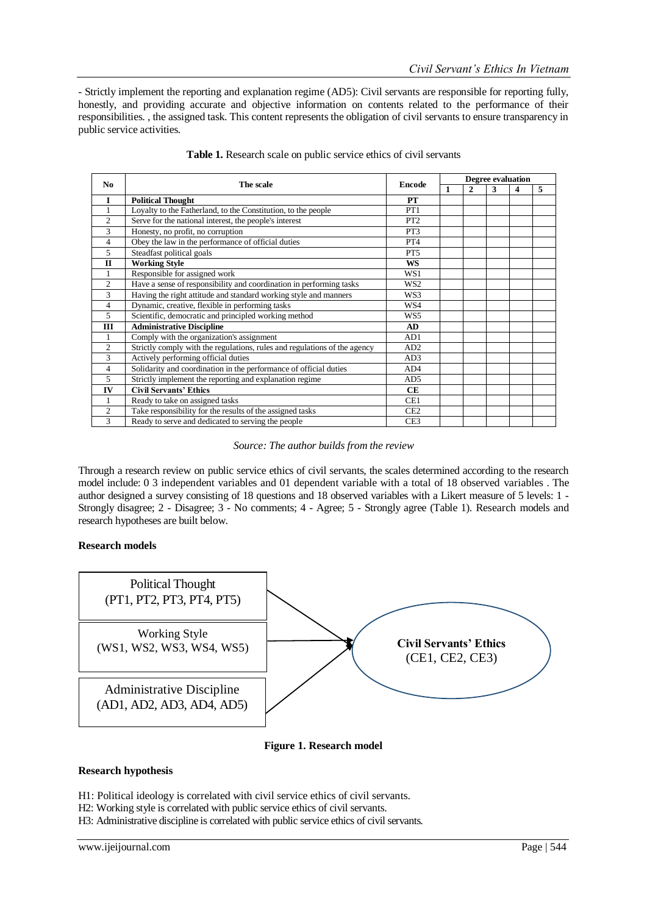- Strictly implement the reporting and explanation regime (AD5): Civil servants are responsible for reporting fully, honestly, and providing accurate and objective information on contents related to the performance of their responsibilities. , the assigned task. This content represents the obligation of civil servants to ensure transparency in public service activities.

**Table 1.** Research scale on public service ethics of civil servants

| No | The scale | Encode | Degree evaluation | | | | |
|---|---|---|---|---|---|---|---|
| | | | 1 | 2 | 3 | 4 | 5 |
| **I** | **Political Thought** | **PT** | | | | | |
| 1 | Loyalty to the Fatherland, to the Constitution, to the people | PT1 | | | | | |
| 2 | Serve for the national interest, the people's interest | PT2 | | | | | |
| 3 | Honesty, no profit, no corruption | PT3 | | | | | |
| 4 | Obey the law in the performance of official duties | PT4 | | | | | |
| 5 | Steadfast political goals | PT5 | | | | | |
| **II** | **Working Style** | **WS** | | | | | |
| 1 | Responsible for assigned work | WS1 | | | | | |
| 2 | Have a sense of responsibility and coordination in performing tasks | WS2 | | | | | |
| 3 | Having the right attitude and standard working style and manners | WS3 | | | | | |
| 4 | Dynamic, creative, flexible in performing tasks | WS4 | | | | | |
| 5 | Scientific, democratic and principled working method | WS5 | | | | | |
| **III** | **Administrative Discipline** | **AD** | | | | | |
| 1 | Comply with the organization's assignment | AD1 | | | | | |
| 2 | Strictly comply with the regulations, rules and regulations of the agency | AD2 | | | | | |
| 3 | Actively performing official duties | AD3 | | | | | |
| 4 | Solidarity and coordination in the performance of official duties | AD4 | | | | | |
| 5 | Strictly implement the reporting and explanation regime | AD5 | | | | | |
| **IV** | **Civil Servants' Ethics** | **CE** | | | | | |
| 1 | Ready to take on assigned tasks | CE1 | | | | | |
| 2 | Take responsibility for the results of the assigned tasks | CE2 | | | | | |
| 3 | Ready to serve and dedicated to serving the people | CE3 | | | | | |

*Source: The author builds from the review*

Through a research review on public service ethics of civil servants, the scales determined according to the research model include: 0 3 independent variables and 01 dependent variable with a total of 18 observed variables . The author designed a survey consisting of 18 questions and 18 observed variables with a Likert measure of 5 levels: 1 - Strongly disagree; 2 - Disagree; 3 - No comments; 4 - Agree; 5 - Strongly agree (Table 1). Research models and research hypotheses are built below.

**Research models**

Political Thought (PT1, PT2, PT3, PT4, PT5)

Working Style (WS1, WS2, WS3, WS4, WS5)

Administrative Discipline (AD1, AD2, AD3, AD4, AD5)

**Civil Servants' Ethics** (CE1, CE2, CE3)

**Figure 1. Research model**

**Research hypothesis**

H1: Political ideology is correlated with civil service ethics of civil servants.
H2: Working style is correlated with public service ethics of civil servants.
H3: Administrative discipline is correlated with public service ethics of civil servants.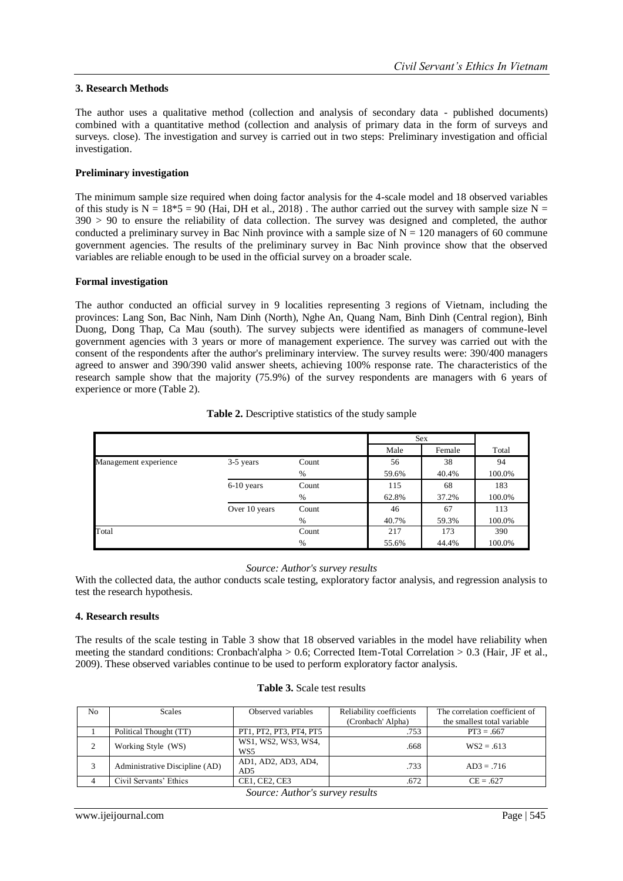## 3. Research Methods

The author uses a qualitative method (collection and analysis of secondary data - published documents) combined with a quantitative method (collection and analysis of primary data in the form of surveys and surveys. close). The investigation and survey is carried out in two steps: Preliminary investigation and official investigation.

### Preliminary investigation

The minimum sample size required when doing factor analysis for the 4-scale model and 18 observed variables of this study is N = 18*5 = 90 (Hai, DH et al., 2018) . The author carried out the survey with sample size N = 390 > 90 to ensure the reliability of data collection. The survey was designed and completed, the author conducted a preliminary survey in Bac Ninh province with a sample size of N = 120 managers of 60 commune government agencies. The results of the preliminary survey in Bac Ninh province show that the observed variables are reliable enough to be used in the official survey on a broader scale.

### Formal investigation

The author conducted an official survey in 9 localities representing 3 regions of Vietnam, including the provinces: Lang Son, Bac Ninh, Nam Dinh (North), Nghe An, Quang Nam, Binh Dinh (Central region), Binh Duong, Dong Thap, Ca Mau (south). The survey subjects were identified as managers of commune-level government agencies with 3 years or more of management experience. The survey was carried out with the consent of the respondents after the author's preliminary interview. The survey results were: 390/400 managers agreed to answer and 390/390 valid answer sheets, achieving 100% response rate. The characteristics of the research sample show that the majority (75.9%) of the survey respondents are managers with 6 years of experience or more (Table 2).

**Table 2.** Descriptive statistics of the study sample

| | | | Sex | | |
|---|---|---|---|---|---|
| | | | Male | Female | Total |
| Management experience | 3-5 years | Count | 56 | 38 | 94 |
| | | % | 59.6% | 40.4% | 100.0% |
| | 6-10 years | Count | 115 | 68 | 183 |
| | | % | 62.8% | 37.2% | 100.0% |
| | Over 10 years | Count | 46 | 67 | 113 |
| | | % | 40.7% | 59.3% | 100.0% |
| Total | | Count | 217 | 173 | 390 |
| | | % | 55.6% | 44.4% | 100.0% |

*Source: Author's survey results*

With the collected data, the author conducts scale testing, exploratory factor analysis, and regression analysis to test the research hypothesis.

## 4. Research results

The results of the scale testing in Table 3 show that 18 observed variables in the model have reliability when meeting the standard conditions: Cronbach'alpha > 0.6; Corrected Item-Total Correlation > 0.3 (Hair, JF et al., 2009). These observed variables continue to be used to perform exploratory factor analysis.

**Table 3.** Scale test results

| No | Scales | Observed variables | Reliability coefficients (Cronbach' Alpha) | The correlation coefficient of the smallest total variable |
|---|---|---|---|---|
| 1 | Political Thought (TT) | PT1, PT2, PT3, PT4, PT5 | .753 | PT3 = .667 |
| 2 | Working Style (WS) | WS1, WS2, WS3, WS4, WS5 | .668 | WS2 = .613 |
| 3 | Administrative Discipline (AD) | AD1, AD2, AD3, AD4, AD5 | .733 | AD3 = .716 |
| 4 | Civil Servants' Ethics | CE1, CE2, CE3 | .672 | CE = .627 |

*Source: Author's survey results*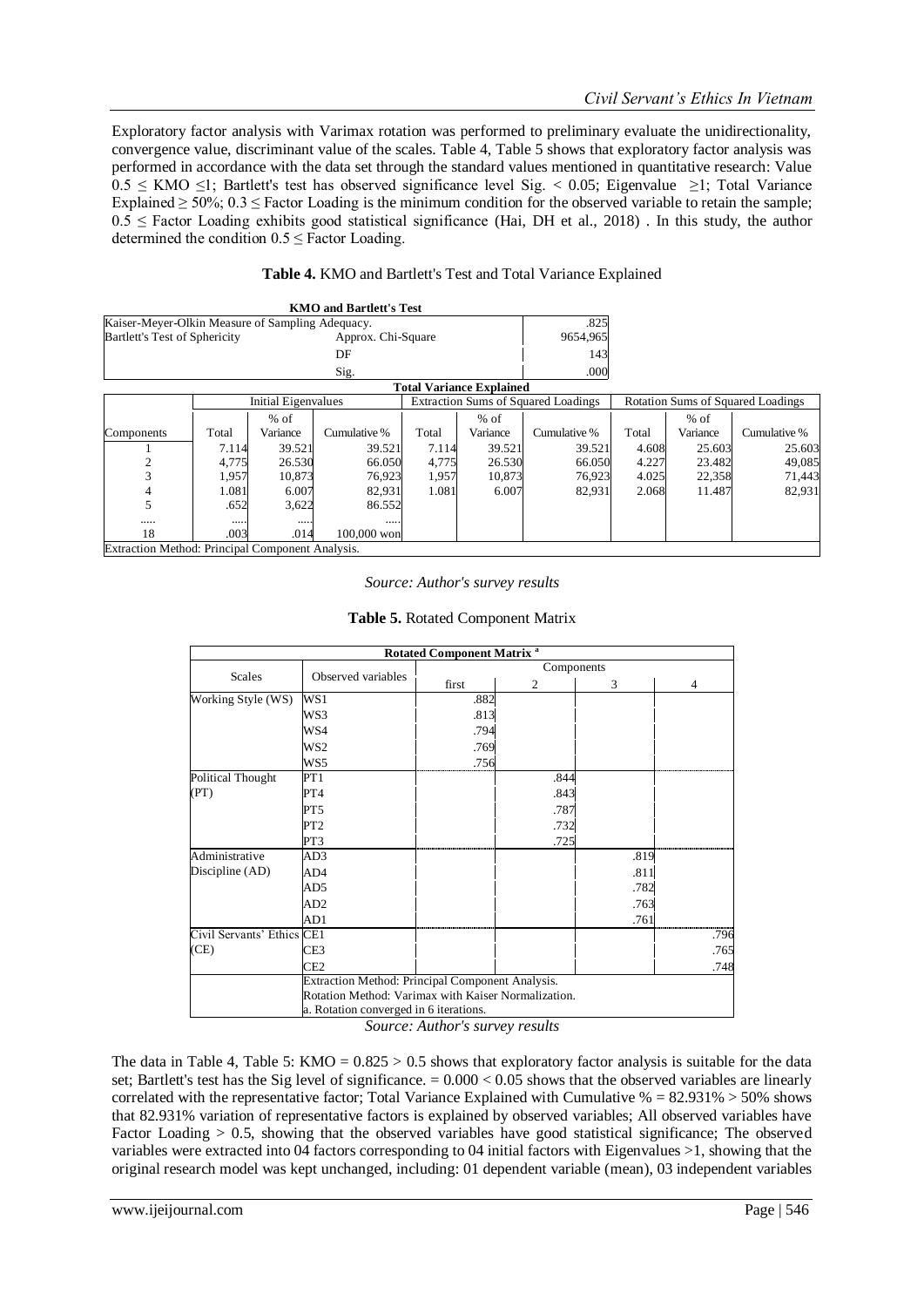Exploratory factor analysis with Varimax rotation was performed to preliminary evaluate the unidirectionality, convergence value, discriminant value of the scales. Table 4, Table 5 shows that exploratory factor analysis was performed in accordance with the data set through the standard values mentioned in quantitative research: Value $0.5 \leq$ KMO $\leq 1$; Bartlett's test has observed significance level Sig. $< 0.05$; Eigenvalue $\geq 1$; Total Variance Explained $\geq 50\%$; $0.3 \leq$ Factor Loading is the minimum condition for the observed variable to retain the sample; $0.5 \leq$ Factor Loading exhibits good statistical significance (Hai, DH et al., 2018) . In this study, the author determined the condition $0.5 \leq$ Factor Loading.

**Table 4.** KMO and Bartlett's Test and Total Variance Explained

**KMO and Bartlett's Test**

| | | |
|---|---|---|
| Kaiser-Meyer-Olkin Measure of Sampling Adequacy. | | .825 |
| Bartlett's Test of Sphericity | Approx. Chi-Square | 9654,965 |
| | DF | 143 |
| | Sig. | .000 |

**Total Variance Explained**

| | Initial Eigenvalues | | | Extraction Sums of Squared Loadings | | | Rotation Sums of Squared Loadings | | |
|---|---|---|---|---|---|---|---|---|---|
| Components | Total | % of Variance | Cumulative % | Total | % of Variance | Cumulative % | Total | % of Variance | Cumulative % |
| 1 | 7.114 | 39.521 | 39.521 | 7.114 | 39.521 | 39.521 | 4.608 | 25.603 | 25.603 |
| 2 | 4,775 | 26.530 | 66.050 | 4,775 | 26.530 | 66.050 | 4.227 | 23.482 | 49,085 |
| 3 | 1,957 | 10,873 | 76,923 | 1,957 | 10,873 | 76,923 | 4.025 | 22,358 | 71,443 |
| 4 | 1.081 | 6.007 | 82,931 | 1.081 | 6.007 | 82,931 | 2.068 | 11.487 | 82,931 |
| 5 | .652 | 3,622 | 86.552 | | | | | | |
| ..... | ..... | ..... | ..... | | | | | | |
| 18 | .003 | .014 | 100,000 won | | | | | | |
| Extraction Method: Principal Component Analysis. | | | | | | | | | |

*Source: Author's survey results*

**Table 5.** Rotated Component Matrix

| Rotated Component Matrix [a] | | | | | |
|---|---|---|---|---|---|
| Scales | Observed variables | Components | | | |
| | | first | 2 | 3 | 4 |
| Working Style (WS) | WS1 | .882 | | | |
| | WS3 | .813 | | | |
| | WS4 | .794 | | | |
| | WS2 | .769 | | | |
| | WS5 | .756 | | | |
| Political Thought (PT) | PT1 | | .844 | | |
| | PT4 | | .843 | | |
| | PT5 | | .787 | | |
| | PT2 | | .732 | | |
| | PT3 | | .725 | | |
| Administrative Discipline (AD) | AD3 | | | .819 | |
| | AD4 | | | .811 | |
| | AD5 | | | .782 | |
| | AD2 | | | .763 | |
| | AD1 | | | .761 | |
| Civil Servants' Ethics (CE) | CE1 | | | | .796 |
| | CE3 | | | | .765 |
| | CE2 | | | | .748 |
| | Extraction Method: Principal Component Analysis. Rotation Method: Varimax with Kaiser Normalization. a. Rotation converged in 6 iterations. | | | | |

*Source: Author's survey results*

The data in Table 4, Table 5: KMO = 0.825 > 0.5 shows that exploratory factor analysis is suitable for the data set; Bartlett's test has the Sig level of significance. = 0.000 < 0.05 shows that the observed variables are linearly correlated with the representative factor; Total Variance Explained with Cumulative % = 82.931% > 50% shows that 82.931% variation of representative factors is explained by observed variables; All observed variables have Factor Loading > 0.5, showing that the observed variables have good statistical significance; The observed variables were extracted into 04 factors corresponding to 04 initial factors with Eigenvalues >1, showing that the original research model was kept unchanged, including: 01 dependent variable (mean), 03 independent variables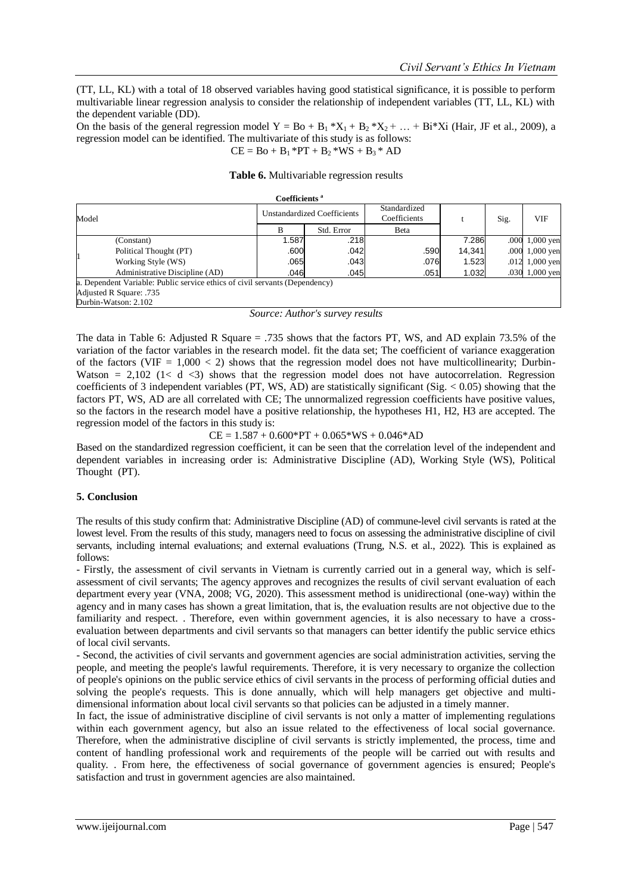(TT, LL, KL) with a total of 18 observed variables having good statistical significance, it is possible to perform multivariable linear regression analysis to consider the relationship of independent variables (TT, LL, KL) with the dependent variable (DD).

On the basis of the general regression model $Y = Bo + B_1 * X_1 + B_2 * X_2 + \ldots + Bi*Xi$ (Hair, JF et al., 2009), a regression model can be identified. The multivariate of this study is as follows:

$$CE = Bo + B_1 * PT + B_2 * WS + B_3 * AD$$

**Table 6.** Multivariable regression results

**Coefficients a**

| Model | | Unstandardized Coefficients | | Standardized Coefficients | t | Sig. | VIF |
|---|---|---|---|---|---|---|---|
| | | B | Std. Error | Beta | | | |
| 1 | (Constant) | 1.587 | .218 | | 7.286 | .000 | 1,000 yen |
| | Political Thought (PT) | .600 | .042 | .590 | 14,341 | .000 | 1,000 yen |
| | Working Style (WS) | .065 | .043 | .076 | 1.523 | .012 | 1,000 yen |
| | Administrative Discipline (AD) | .046 | .045 | .051 | 1.032 | .030 | 1,000 yen |

a. Dependent Variable: Public service ethics of civil servants (Dependency)
Adjusted R Square: .735
Durbin-Watson: 2.102

*Source: Author's survey results*

The data in Table 6: Adjusted R Square = .735 shows that the factors PT, WS, and AD explain 73.5% of the variation of the factor variables in the research model. fit the data set; The coefficient of variance exaggeration of the factors (VIF = 1,000 < 2) shows that the regression model does not have multicollinearity; Durbin-Watson = 2,102 (1< d <3) shows that the regression model does not have autocorrelation. Regression coefficients of 3 independent variables (PT, WS, AD) are statistically significant (Sig. < 0.05) showing that the factors PT, WS, AD are all correlated with CE; The unnormalized regression coefficients have positive values, so the factors in the research model have a positive relationship, the hypotheses H1, H2, H3 are accepted. The regression model of the factors in this study is:

$$CE = 1.587 + 0.600*PT + 0.065*WS + 0.046*AD$$

Based on the standardized regression coefficient, it can be seen that the correlation level of the independent and dependent variables in increasing order is: Administrative Discipline (AD), Working Style (WS), Political Thought (PT).

## 5. Conclusion

The results of this study confirm that: Administrative Discipline (AD) of commune-level civil servants is rated at the lowest level. From the results of this study, managers need to focus on assessing the administrative discipline of civil servants, including internal evaluations; and external evaluations (Trung, N.S. et al., 2022). This is explained as follows:

- Firstly, the assessment of civil servants in Vietnam is currently carried out in a general way, which is self-assessment of civil servants; The agency approves and recognizes the results of civil servant evaluation of each department every year (VNA, 2008; VG, 2020). This assessment method is unidirectional (one-way) within the agency and in many cases has shown a great limitation, that is, the evaluation results are not objective due to the familiarity and respect. . Therefore, even within government agencies, it is also necessary to have a cross-evaluation between departments and civil servants so that managers can better identify the public service ethics of local civil servants.
- Second, the activities of civil servants and government agencies are social administration activities, serving the people, and meeting the people's lawful requirements. Therefore, it is very necessary to organize the collection of people's opinions on the public service ethics of civil servants in the process of performing official duties and solving the people's requests. This is done annually, which will help managers get objective and multi-dimensional information about local civil servants so that policies can be adjusted in a timely manner.

In fact, the issue of administrative discipline of civil servants is not only a matter of implementing regulations within each government agency, but also an issue related to the effectiveness of local social governance. Therefore, when the administrative discipline of civil servants is strictly implemented, the process, time and content of handling professional work and requirements of the people will be carried out with results and quality. . From here, the effectiveness of social governance of government agencies is ensured; People's satisfaction and trust in government agencies are also maintained.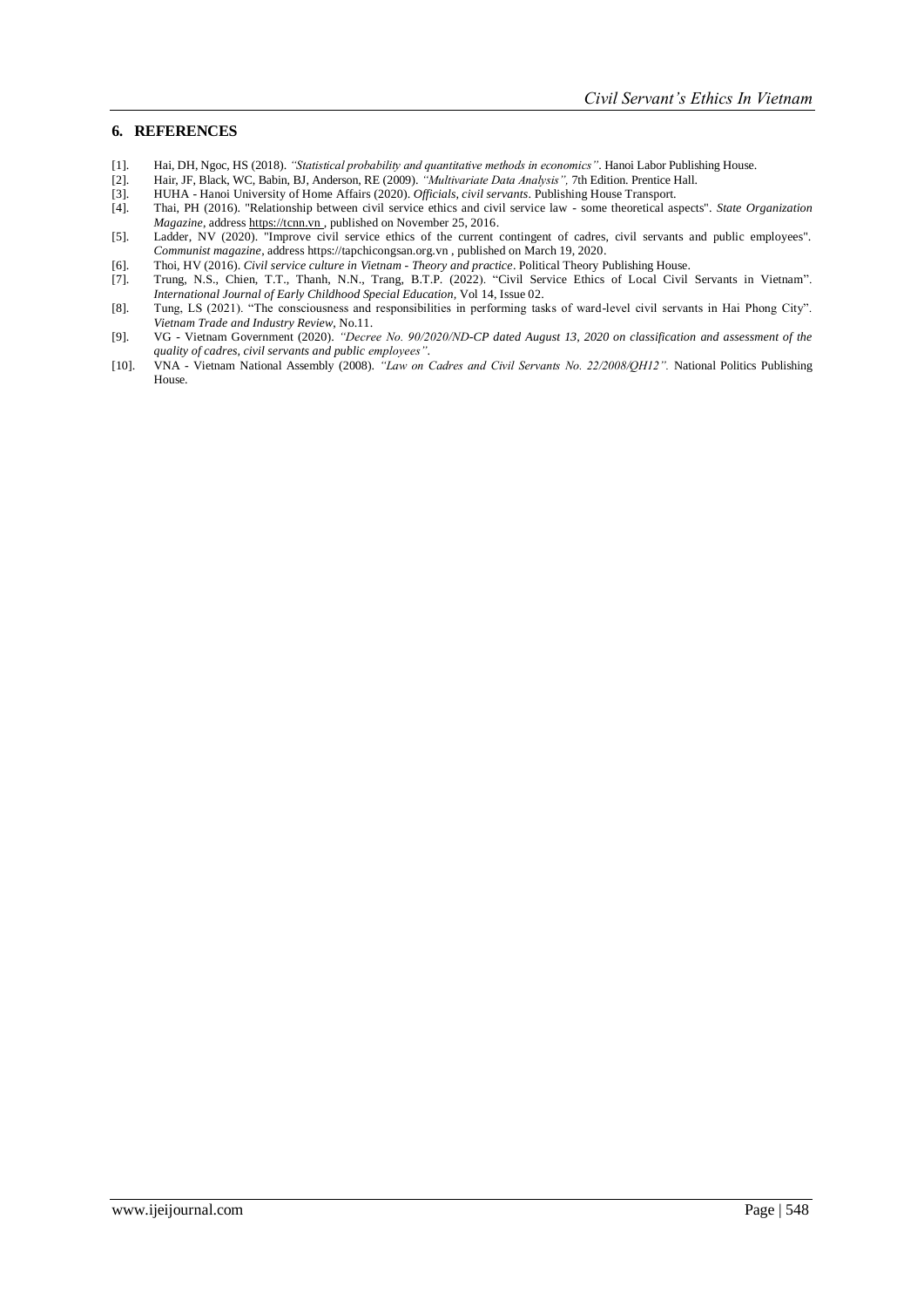## 6. REFERENCES

[1]. Hai, DH, Ngoc, HS (2018). *"Statistical probability and quantitative methods in economics"*. Hanoi Labor Publishing House.

[2]. Hair, JF, Black, WC, Babin, BJ, Anderson, RE (2009). *"Multivariate Data Analysis"*, 7th Edition. Prentice Hall.

[3]. HUHA - Hanoi University of Home Affairs (2020). *Officials, civil servants*. Publishing House Transport.

[4]. Thai, PH (2016). "Relationship between civil service ethics and civil service law - some theoretical aspects". *State Organization Magazine*, address https://tcnn.vn , published on November 25, 2016.

[5]. Ladder, NV (2020). "Improve civil service ethics of the current contingent of cadres, civil servants and public employees". *Communist magazine*, address https://tapchicongsan.org.vn , published on March 19, 2020.

[6]. Thoi, HV (2016). *Civil service culture in Vietnam - Theory and practice*. Political Theory Publishing House.

[7]. Trung, N.S., Chien, T.T., Thanh, N.N., Trang, B.T.P. (2022). "Civil Service Ethics of Local Civil Servants in Vietnam". *International Journal of Early Childhood Special Education*, Vol 14, Issue 02.

[8]. Tung, LS (2021). "The consciousness and responsibilities in performing tasks of ward-level civil servants in Hai Phong City". *Vietnam Trade and Industry Review*, No.11.

[9]. VG - Vietnam Government (2020). *"Decree No. 90/2020/ND-CP dated August 13, 2020 on classification and assessment of the quality of cadres, civil servants and public employees"*.

[10]. VNA - Vietnam National Assembly (2008). *"Law on Cadres and Civil Servants No. 22/2008/QH12"*. National Politics Publishing House.